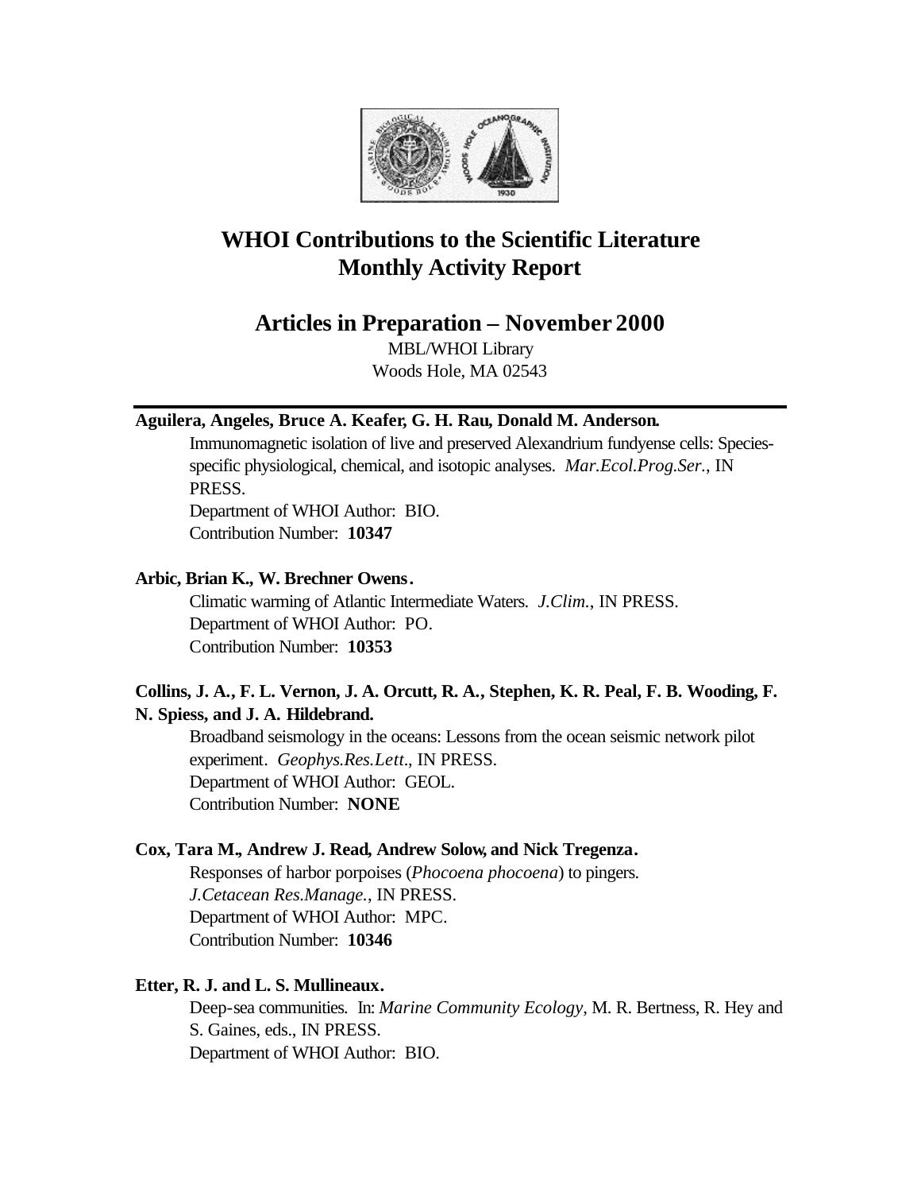# WHOI Contributions to the Scientific Literature
# Monthly Activity Report

## Articles in Preparation – November 2000

MBL/WHOI Library
Woods Hole, MA 02543

---

**Aguilera, Angeles, Bruce A. Keafer, G. H. Rau, Donald M. Anderson.**

Immunomagnetic isolation of live and preserved Alexandrium fundyense cells: Species-specific physiological, chemical, and isotopic analyses. *Mar.Ecol.Prog.Ser.*, IN PRESS.
Department of WHOI Author: BIO.
Contribution Number: **10347**

**Arbic, Brian K., W. Brechner Owens.**

Climatic warming of Atlantic Intermediate Waters. *J.Clim.*, IN PRESS.
Department of WHOI Author: PO.
Contribution Number: **10353**

**Collins, J. A., F. L. Vernon, J. A. Orcutt, R. A., Stephen, K. R. Peal, F. B. Wooding, F. N. Spiess, and J. A. Hildebrand.**

Broadband seismology in the oceans: Lessons from the ocean seismic network pilot experiment. *Geophys.Res.Lett.*, IN PRESS.
Department of WHOI Author: GEOL.
Contribution Number: **NONE**

**Cox, Tara M., Andrew J. Read, Andrew Solow, and Nick Tregenza.**

Responses of harbor porpoises (*Phocoena phocoena*) to pingers. *J.Cetacean Res.Manage.*, IN PRESS.
Department of WHOI Author: MPC.
Contribution Number: **10346**

**Etter, R. J. and L. S. Mullineaux.**

Deep-sea communities. In: *Marine Community Ecology*, M. R. Bertness, R. Hey and S. Gaines, eds., IN PRESS.
Department of WHOI Author: BIO.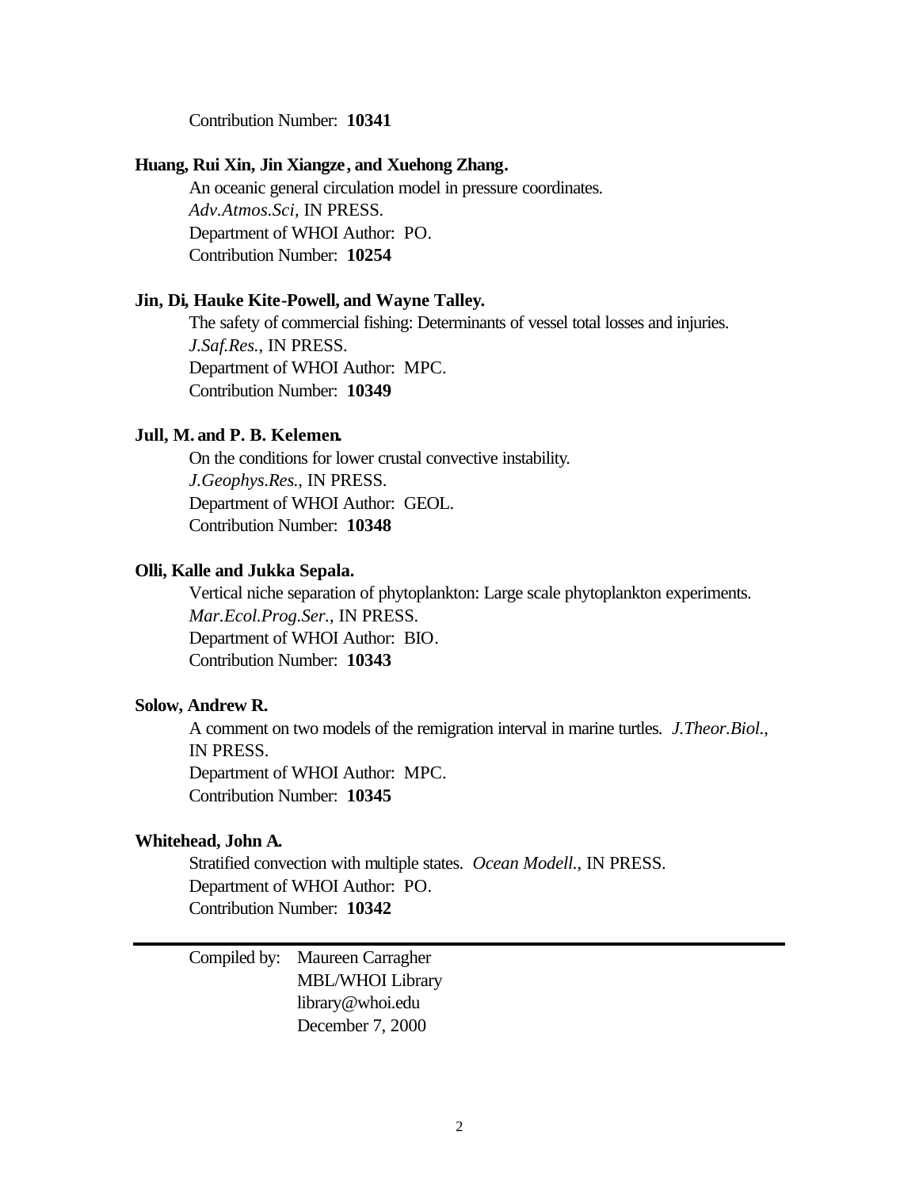Contribution Number: **10341**

**Huang, Rui Xin, Jin Xiangze, and Xuehong Zhang.**

An oceanic general circulation model in pressure coordinates.
*Adv.Atmos.Sci*, IN PRESS.
Department of WHOI Author: PO.
Contribution Number: **10254**

**Jin, Di, Hauke Kite-Powell, and Wayne Talley.**

The safety of commercial fishing: Determinants of vessel total losses and injuries.
*J.Saf.Res.*, IN PRESS.
Department of WHOI Author: MPC.
Contribution Number: **10349**

**Jull, M. and P. B. Kelemen.**

On the conditions for lower crustal convective instability.
*J.Geophys.Res.*, IN PRESS.
Department of WHOI Author: GEOL.
Contribution Number: **10348**

**Olli, Kalle and Jukka Sepala.**

Vertical niche separation of phytoplankton: Large scale phytoplankton experiments.
*Mar.Ecol.Prog.Ser.*, IN PRESS.
Department of WHOI Author: BIO.
Contribution Number: **10343**

**Solow, Andrew R.**

A comment on two models of the remigration interval in marine turtles. *J.Theor.Biol.*, IN PRESS.
Department of WHOI Author: MPC.
Contribution Number: **10345**

**Whitehead, John A.**

Stratified convection with multiple states. *Ocean Modell.*, IN PRESS.
Department of WHOI Author: PO.
Contribution Number: **10342**

---

Compiled by: Maureen Carragher
MBL/WHOI Library
library@whoi.edu
December 7, 2000